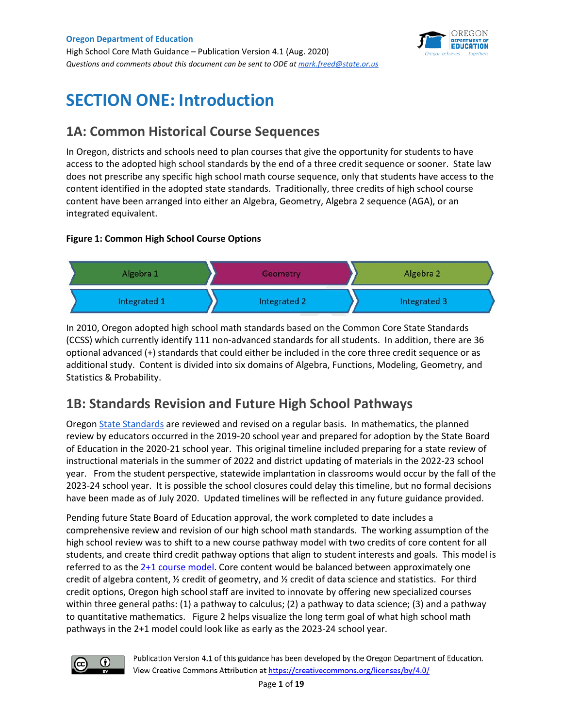# SECTION ONE: Introduction

## 1A: Common Historical Course Sequences

In Oregon, districts and schools need to plan courses that give the opportunity for students to have access to the adopted high school standards by the end of a three credit sequence or sooner. State law does not prescribe any specific high school math course sequence, only that students have access to the content identified in the adopted state standards. Traditionally, three credits of high school course content have been arranged into either an Algebra, Geometry, Algebra 2 sequence (AGA), or an integrated equivalent.

**Figure 1: Common High School Course Options**

| Algebra 1 | Geometry | Algebra 2 |
|---|---|---|
| Integrated 1 | Integrated 2 | Integrated 3 |

In 2010, Oregon adopted high school math standards based on the Common Core State Standards (CCSS) which currently identify 111 non-advanced standards for all students. In addition, there are 36 optional advanced (+) standards that could either be included in the core three credit sequence or as additional study. Content is divided into six domains of Algebra, Functions, Modeling, Geometry, and Statistics & Probability.

## 1B: Standards Revision and Future High School Pathways

Oregon State Standards are reviewed and revised on a regular basis. In mathematics, the planned review by educators occurred in the 2019-20 school year and prepared for adoption by the State Board of Education in the 2020-21 school year. This original timeline included preparing for a state review of instructional materials in the summer of 2022 and district updating of materials in the 2022-23 school year. From the student perspective, statewide implantation in classrooms would occur by the fall of the 2023-24 school year. It is possible the school closures could delay this timeline, but no formal decisions have been made as of July 2020. Updated timelines will be reflected in any future guidance provided.

Pending future State Board of Education approval, the work completed to date includes a comprehensive review and revision of our high school math standards. The working assumption of the high school review was to shift to a new course pathway model with two credits of core content for all students, and create third credit pathway options that align to student interests and goals. This model is referred to as the 2+1 course model. Core content would be balanced between approximately one credit of algebra content, ½ credit of geometry, and ½ credit of data science and statistics. For third credit options, Oregon high school staff are invited to innovate by offering new specialized courses within three general paths: (1) a pathway to calculus; (2) a pathway to data science; (3) and a pathway to quantitative mathematics. Figure 2 helps visualize the long term goal of what high school math pathways in the 2+1 model could look like as early as the 2023-24 school year.

Publication Version 4.1 of this guidance has been developed by the Oregon Department of Education. View Creative Commons Attribution at https://creativecommons.org/licenses/by/4.0/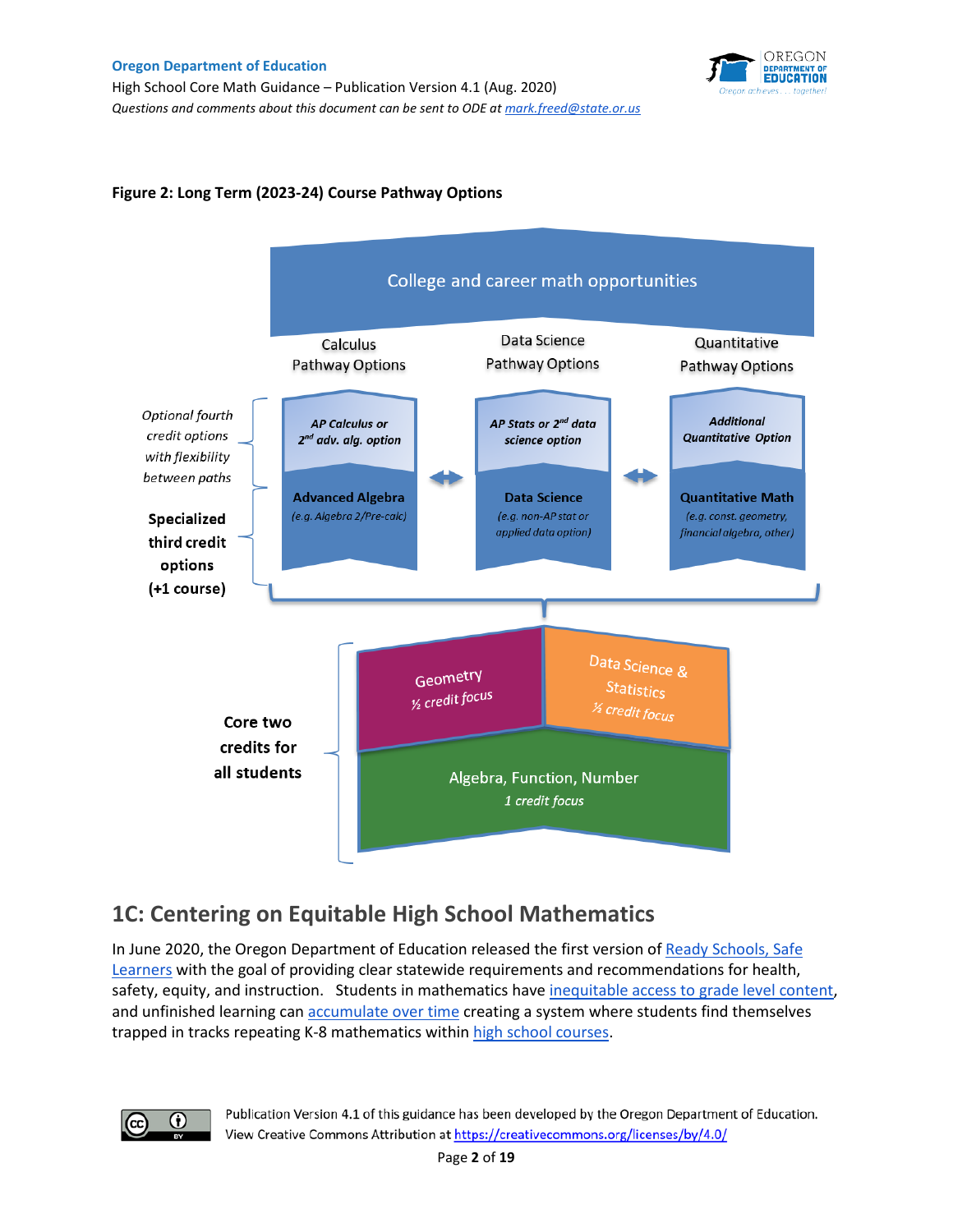**Figure 2: Long Term (2023-24) Course Pathway Options**

College and career math opportunities

| | Calculus Pathway Options | | Data Science Pathway Options | | Quantitative Pathway Options |
|---|---|---|---|---|---|
| *Optional fourth credit options with flexibility between paths* | ***AP Calculus or 2nd adv. alg. option*** | ↔ | ***AP Stats or 2nd data science option*** | ↔ | ***Additional Quantitative Option*** |
| **Specialized third credit options (+1 course)** | **Advanced Algebra** *(e.g. Algebra 2/Pre-calc)* | | **Data Science** *(e.g. non-AP stat or applied data option)* | | **Quantitative Math** *(e.g. const. geometry, financial algebra, other)* |

**Core two credits for all students**

- Geometry *½ credit focus*
- Data Science & Statistics *½ credit focus*
- Algebra, Function, Number *1 credit focus*

## 1C: Centering on Equitable High School Mathematics

In June 2020, the Oregon Department of Education released the first version of Ready Schools, Safe Learners with the goal of providing clear statewide requirements and recommendations for health, safety, equity, and instruction. Students in mathematics have inequitable access to grade level content, and unfinished learning can accumulate over time creating a system where students find themselves trapped in tracks repeating K-8 mathematics within high school courses.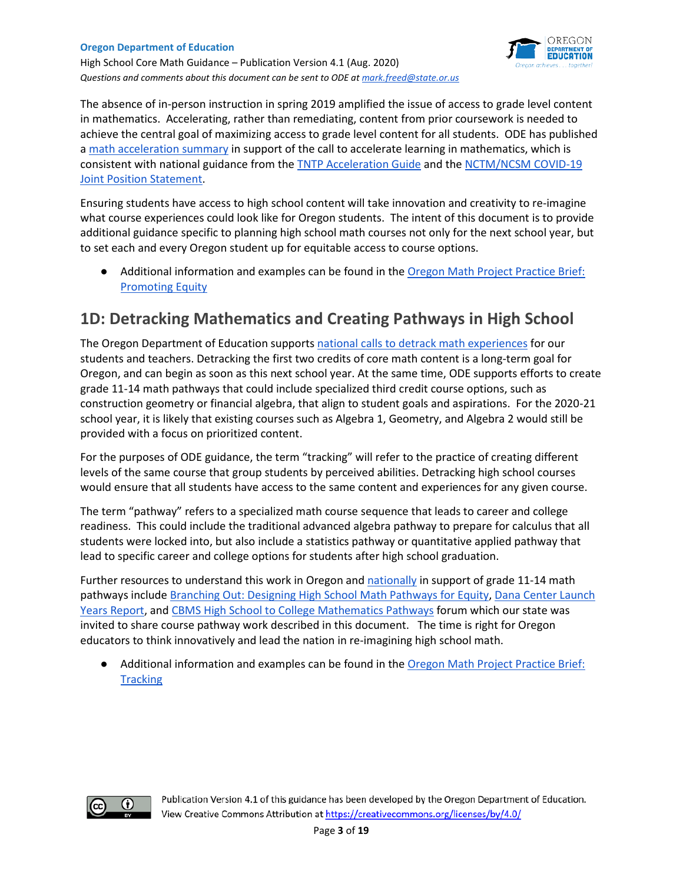The absence of in-person instruction in spring 2019 amplified the issue of access to grade level content in mathematics. Accelerating, rather than remediating, content from prior coursework is needed to achieve the central goal of maximizing access to grade level content for all students. ODE has published a math acceleration summary in support of the call to accelerate learning in mathematics, which is consistent with national guidance from the TNTP Acceleration Guide and the NCTM/NCSM COVID-19 Joint Position Statement.

Ensuring students have access to high school content will take innovation and creativity to re-imagine what course experiences could look like for Oregon students. The intent of this document is to provide additional guidance specific to planning high school math courses not only for the next school year, but to set each and every Oregon student up for equitable access to course options.

- Additional information and examples can be found in the Oregon Math Project Practice Brief: Promoting Equity

## 1D: Detracking Mathematics and Creating Pathways in High School

The Oregon Department of Education supports national calls to detrack math experiences for our students and teachers. Detracking the first two credits of core math content is a long-term goal for Oregon, and can begin as soon as this next school year. At the same time, ODE supports efforts to create grade 11-14 math pathways that could include specialized third credit course options, such as construction geometry or financial algebra, that align to student goals and aspirations. For the 2020-21 school year, it is likely that existing courses such as Algebra 1, Geometry, and Algebra 2 would still be provided with a focus on prioritized content.

For the purposes of ODE guidance, the term "tracking" will refer to the practice of creating different levels of the same course that group students by perceived abilities. Detracking high school courses would ensure that all students have access to the same content and experiences for any given course.

The term "pathway" refers to a specialized math course sequence that leads to career and college readiness. This could include the traditional advanced algebra pathway to prepare for calculus that all students were locked into, but also include a statistics pathway or quantitative applied pathway that lead to specific career and college options for students after high school graduation.

Further resources to understand this work in Oregon and nationally in support of grade 11-14 math pathways include Branching Out: Designing High School Math Pathways for Equity, Dana Center Launch Years Report, and CBMS High School to College Mathematics Pathways forum which our state was invited to share course pathway work described in this document. The time is right for Oregon educators to think innovatively and lead the nation in re-imagining high school math.

- Additional information and examples can be found in the Oregon Math Project Practice Brief: Tracking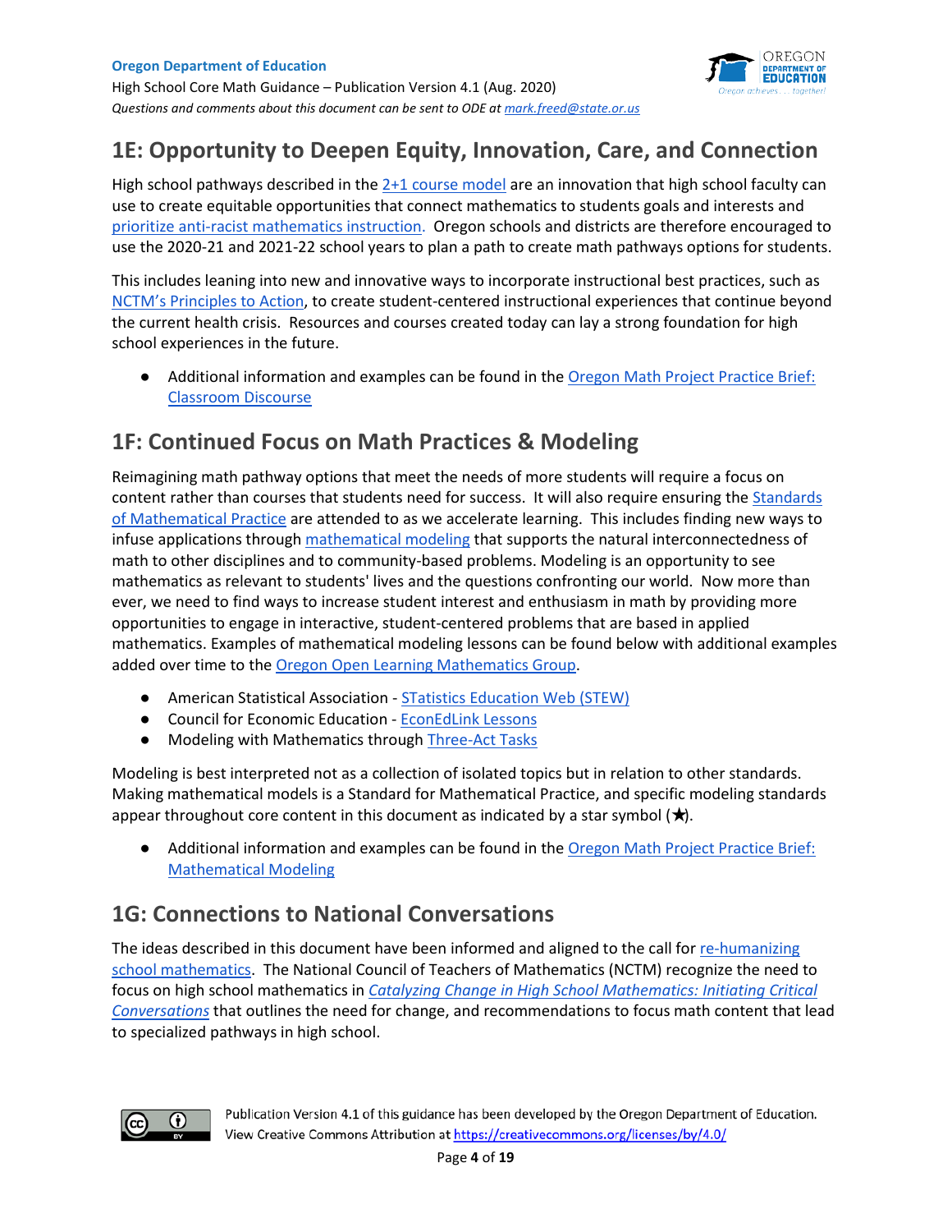## 1E: Opportunity to Deepen Equity, Innovation, Care, and Connection

High school pathways described in the 2+1 course model are an innovation that high school faculty can use to create equitable opportunities that connect mathematics to students goals and interests and prioritize anti-racist mathematics instruction. Oregon schools and districts are therefore encouraged to use the 2020-21 and 2021-22 school years to plan a path to create math pathways options for students.

This includes leaning into new and innovative ways to incorporate instructional best practices, such as NCTM's Principles to Action, to create student-centered instructional experiences that continue beyond the current health crisis. Resources and courses created today can lay a strong foundation for high school experiences in the future.

- Additional information and examples can be found in the Oregon Math Project Practice Brief: Classroom Discourse

## 1F: Continued Focus on Math Practices & Modeling

Reimagining math pathway options that meet the needs of more students will require a focus on content rather than courses that students need for success. It will also require ensuring the Standards of Mathematical Practice are attended to as we accelerate learning. This includes finding new ways to infuse applications through mathematical modeling that supports the natural interconnectedness of math to other disciplines and to community-based problems. Modeling is an opportunity to see mathematics as relevant to students' lives and the questions confronting our world. Now more than ever, we need to find ways to increase student interest and enthusiasm in math by providing more opportunities to engage in interactive, student-centered problems that are based in applied mathematics. Examples of mathematical modeling lessons can be found below with additional examples added over time to the Oregon Open Learning Mathematics Group.

- American Statistical Association - STatistics Education Web (STEW)
- Council for Economic Education - EconEdLink Lessons
- Modeling with Mathematics through Three-Act Tasks

Modeling is best interpreted not as a collection of isolated topics but in relation to other standards. Making mathematical models is a Standard for Mathematical Practice, and specific modeling standards appear throughout core content in this document as indicated by a star symbol (★).

- Additional information and examples can be found in the Oregon Math Project Practice Brief: Mathematical Modeling

## 1G: Connections to National Conversations

The ideas described in this document have been informed and aligned to the call for re-humanizing school mathematics. The National Council of Teachers of Mathematics (NCTM) recognize the need to focus on high school mathematics in *Catalyzing Change in High School Mathematics: Initiating Critical Conversations* that outlines the need for change, and recommendations to focus math content that lead to specialized pathways in high school.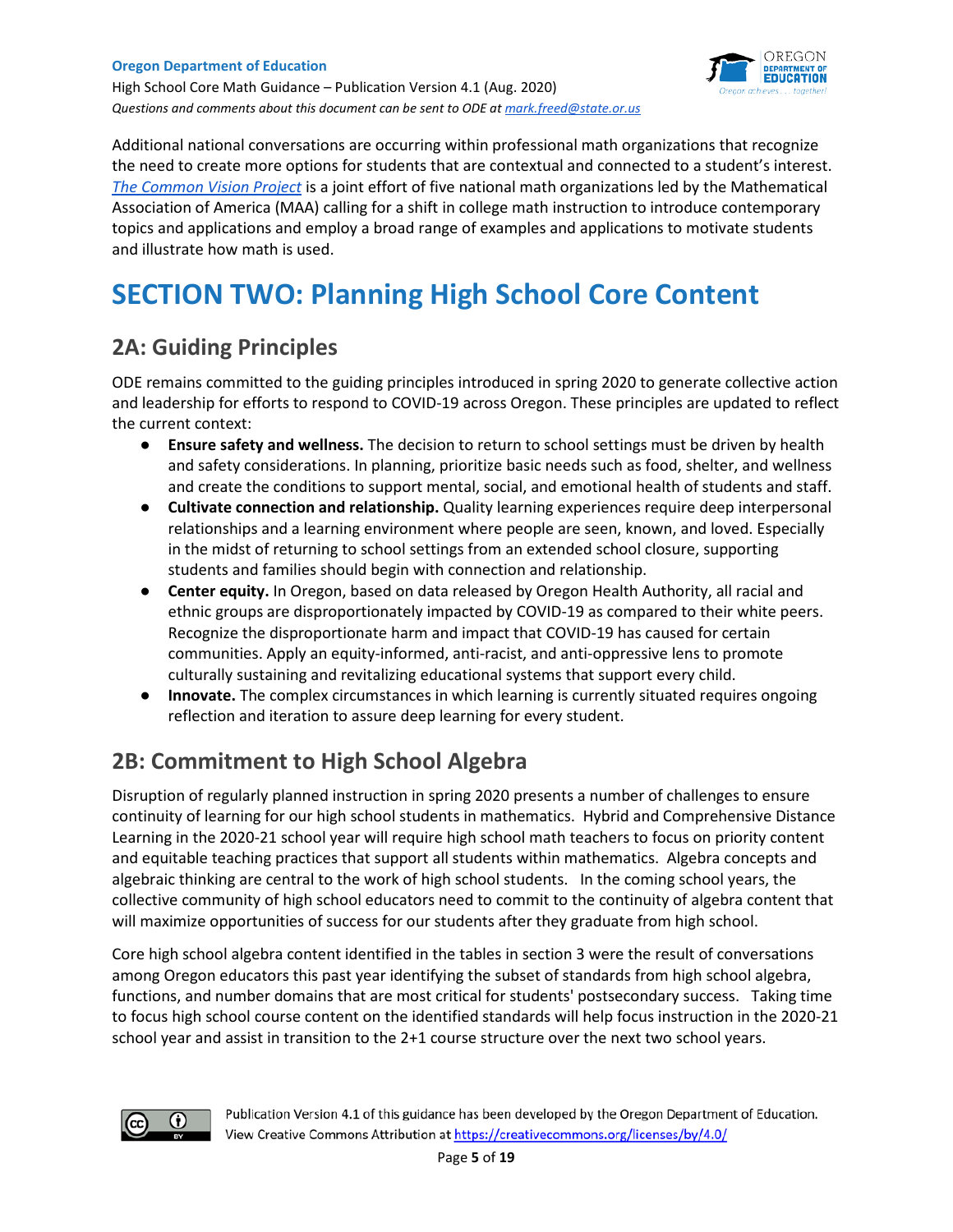Additional national conversations are occurring within professional math organizations that recognize the need to create more options for students that are contextual and connected to a student's interest. *The Common Vision Project* is a joint effort of five national math organizations led by the Mathematical Association of America (MAA) calling for a shift in college math instruction to introduce contemporary topics and applications and employ a broad range of examples and applications to motivate students and illustrate how math is used.

# SECTION TWO: Planning High School Core Content

## 2A: Guiding Principles

ODE remains committed to the guiding principles introduced in spring 2020 to generate collective action and leadership for efforts to respond to COVID-19 across Oregon. These principles are updated to reflect the current context:

- **Ensure safety and wellness.** The decision to return to school settings must be driven by health and safety considerations. In planning, prioritize basic needs such as food, shelter, and wellness and create the conditions to support mental, social, and emotional health of students and staff.
- **Cultivate connection and relationship.** Quality learning experiences require deep interpersonal relationships and a learning environment where people are seen, known, and loved. Especially in the midst of returning to school settings from an extended school closure, supporting students and families should begin with connection and relationship.
- **Center equity.** In Oregon, based on data released by Oregon Health Authority, all racial and ethnic groups are disproportionately impacted by COVID-19 as compared to their white peers. Recognize the disproportionate harm and impact that COVID-19 has caused for certain communities. Apply an equity-informed, anti-racist, and anti-oppressive lens to promote culturally sustaining and revitalizing educational systems that support every child.
- **Innovate.** The complex circumstances in which learning is currently situated requires ongoing reflection and iteration to assure deep learning for every student.

## 2B: Commitment to High School Algebra

Disruption of regularly planned instruction in spring 2020 presents a number of challenges to ensure continuity of learning for our high school students in mathematics. Hybrid and Comprehensive Distance Learning in the 2020-21 school year will require high school math teachers to focus on priority content and equitable teaching practices that support all students within mathematics. Algebra concepts and algebraic thinking are central to the work of high school students. In the coming school years, the collective community of high school educators need to commit to the continuity of algebra content that will maximize opportunities of success for our students after they graduate from high school.

Core high school algebra content identified in the tables in section 3 were the result of conversations among Oregon educators this past year identifying the subset of standards from high school algebra, functions, and number domains that are most critical for students' postsecondary success. Taking time to focus high school course content on the identified standards will help focus instruction in the 2020-21 school year and assist in transition to the 2+1 course structure over the next two school years.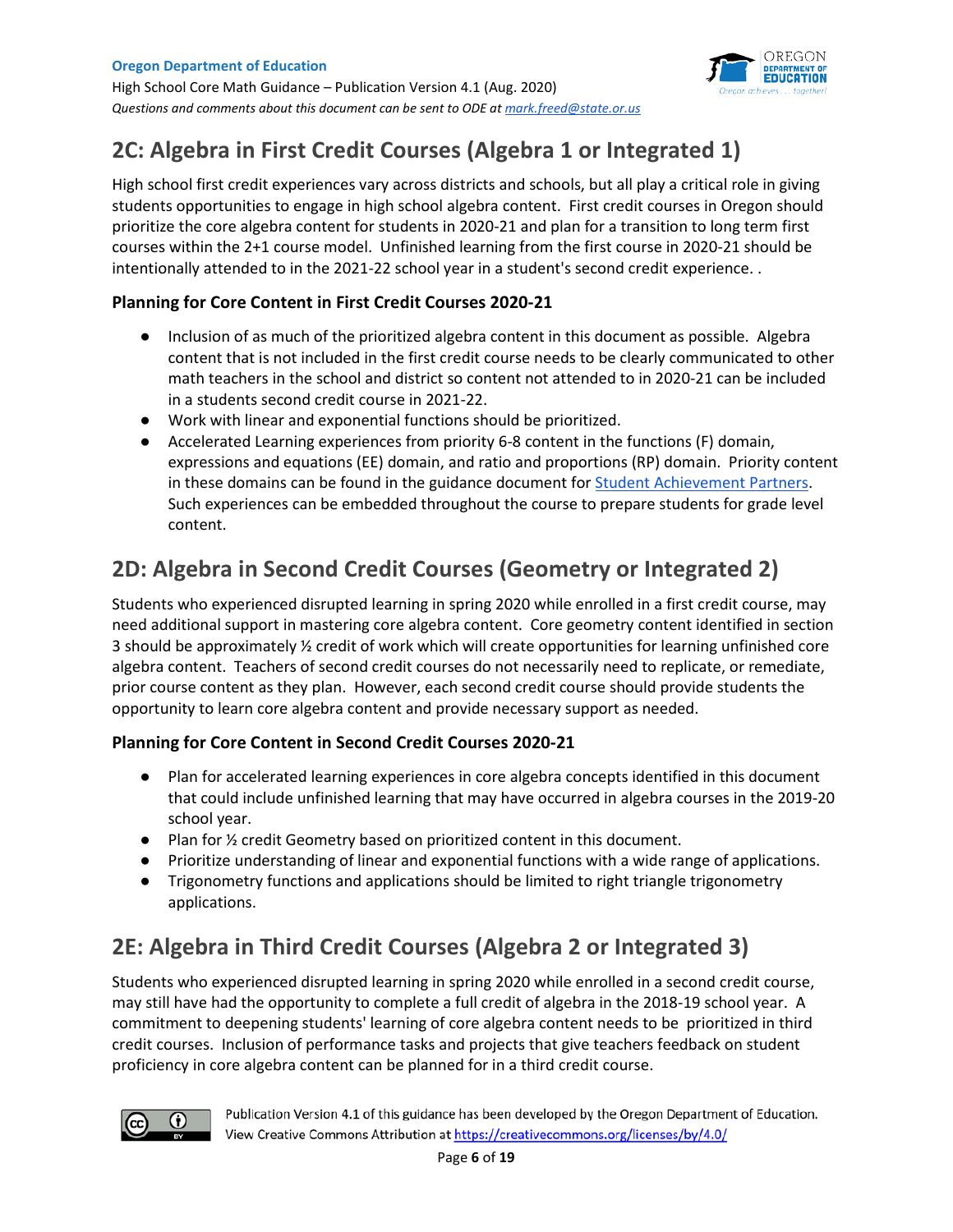## 2C: Algebra in First Credit Courses (Algebra 1 or Integrated 1)

High school first credit experiences vary across districts and schools, but all play a critical role in giving students opportunities to engage in high school algebra content. First credit courses in Oregon should prioritize the core algebra content for students in 2020-21 and plan for a transition to long term first courses within the 2+1 course model. Unfinished learning from the first course in 2020-21 should be intentionally attended to in the 2021-22 school year in a student's second credit experience. .

### Planning for Core Content in First Credit Courses 2020-21

- Inclusion of as much of the prioritized algebra content in this document as possible. Algebra content that is not included in the first credit course needs to be clearly communicated to other math teachers in the school and district so content not attended to in 2020-21 can be included in a students second credit course in 2021-22.
- Work with linear and exponential functions should be prioritized.
- Accelerated Learning experiences from priority 6-8 content in the functions (F) domain, expressions and equations (EE) domain, and ratio and proportions (RP) domain. Priority content in these domains can be found in the guidance document for Student Achievement Partners. Such experiences can be embedded throughout the course to prepare students for grade level content.

## 2D: Algebra in Second Credit Courses (Geometry or Integrated 2)

Students who experienced disrupted learning in spring 2020 while enrolled in a first credit course, may need additional support in mastering core algebra content. Core geometry content identified in section 3 should be approximately ½ credit of work which will create opportunities for learning unfinished core algebra content. Teachers of second credit courses do not necessarily need to replicate, or remediate, prior course content as they plan. However, each second credit course should provide students the opportunity to learn core algebra content and provide necessary support as needed.

### Planning for Core Content in Second Credit Courses 2020-21

- Plan for accelerated learning experiences in core algebra concepts identified in this document that could include unfinished learning that may have occurred in algebra courses in the 2019-20 school year.
- Plan for ½ credit Geometry based on prioritized content in this document.
- Prioritize understanding of linear and exponential functions with a wide range of applications.
- Trigonometry functions and applications should be limited to right triangle trigonometry applications.

## 2E: Algebra in Third Credit Courses (Algebra 2 or Integrated 3)

Students who experienced disrupted learning in spring 2020 while enrolled in a second credit course, may still have had the opportunity to complete a full credit of algebra in the 2018-19 school year. A commitment to deepening students' learning of core algebra content needs to be prioritized in third credit courses. Inclusion of performance tasks and projects that give teachers feedback on student proficiency in core algebra content can be planned for in a third credit course.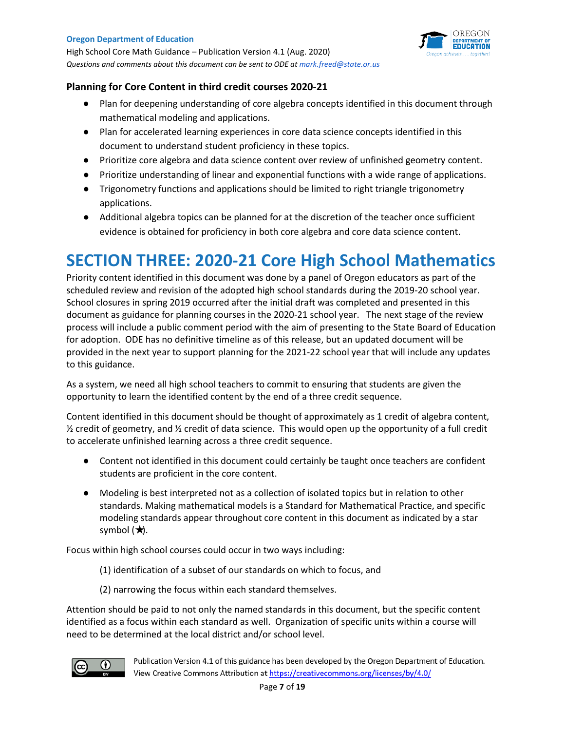### Planning for Core Content in third credit courses 2020-21

- Plan for deepening understanding of core algebra concepts identified in this document through mathematical modeling and applications.
- Plan for accelerated learning experiences in core data science concepts identified in this document to understand student proficiency in these topics.
- Prioritize core algebra and data science content over review of unfinished geometry content.
- Prioritize understanding of linear and exponential functions with a wide range of applications.
- Trigonometry functions and applications should be limited to right triangle trigonometry applications.
- Additional algebra topics can be planned for at the discretion of the teacher once sufficient evidence is obtained for proficiency in both core algebra and core data science content.

# SECTION THREE: 2020-21 Core High School Mathematics

Priority content identified in this document was done by a panel of Oregon educators as part of the scheduled review and revision of the adopted high school standards during the 2019-20 school year. School closures in spring 2019 occurred after the initial draft was completed and presented in this document as guidance for planning courses in the 2020-21 school year. The next stage of the review process will include a public comment period with the aim of presenting to the State Board of Education for adoption. ODE has no definitive timeline as of this release, but an updated document will be provided in the next year to support planning for the 2021-22 school year that will include any updates to this guidance.

As a system, we need all high school teachers to commit to ensuring that students are given the opportunity to learn the identified content by the end of a three credit sequence.

Content identified in this document should be thought of approximately as 1 credit of algebra content, ½ credit of geometry, and ½ credit of data science. This would open up the opportunity of a full credit to accelerate unfinished learning across a three credit sequence.

- Content not identified in this document could certainly be taught once teachers are confident students are proficient in the core content.
- Modeling is best interpreted not as a collection of isolated topics but in relation to other standards. Making mathematical models is a Standard for Mathematical Practice, and specific modeling standards appear throughout core content in this document as indicated by a star symbol (★).

Focus within high school courses could occur in two ways including:

(1) identification of a subset of our standards on which to focus, and

(2) narrowing the focus within each standard themselves.

Attention should be paid to not only the named standards in this document, but the specific content identified as a focus within each standard as well. Organization of specific units within a course will need to be determined at the local district and/or school level.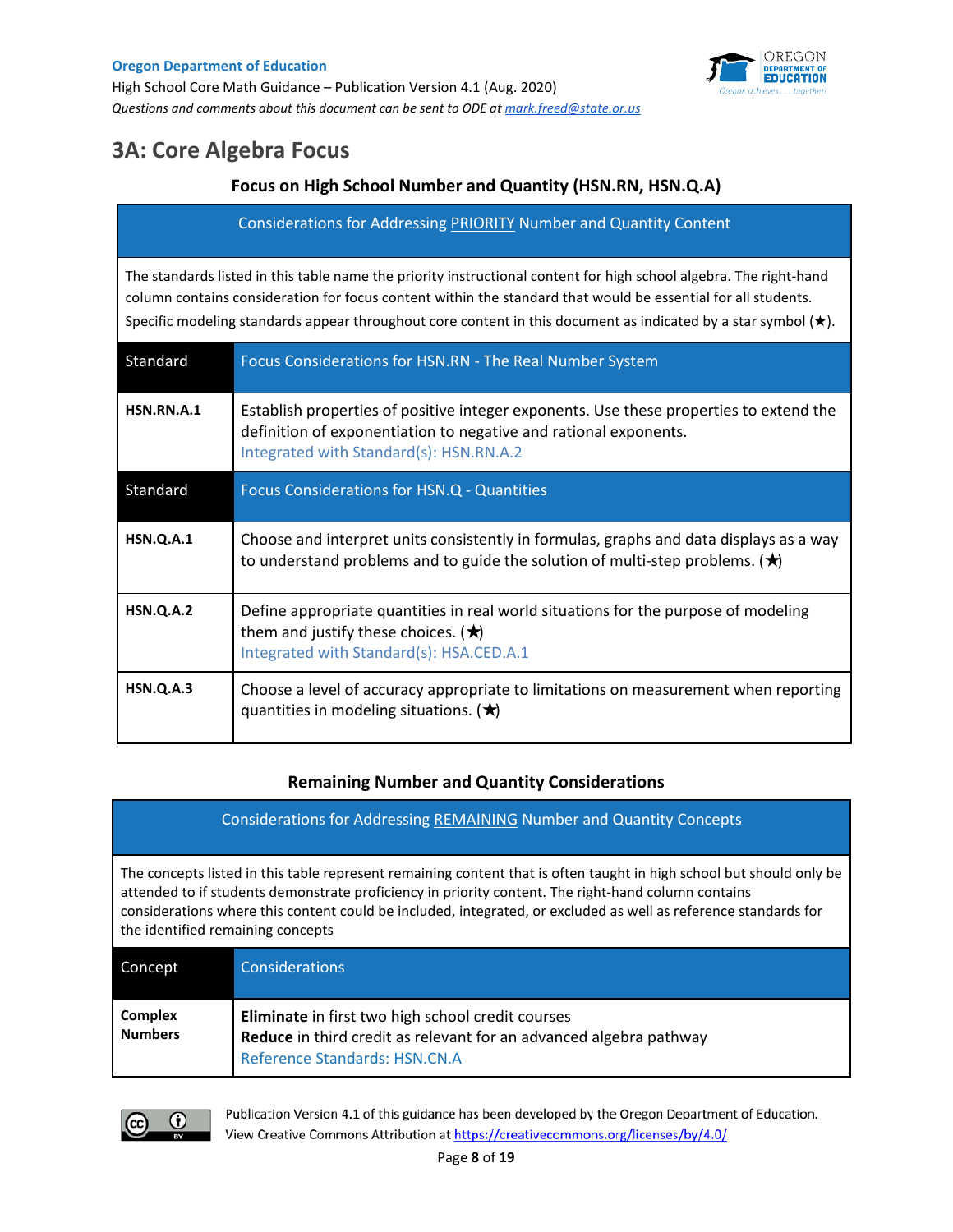## 3A: Core Algebra Focus

### Focus on High School Number and Quantity (HSN.RN, HSN.Q.A)

**Considerations for Addressing PRIORITY Number and Quantity Content**

The standards listed in this table name the priority instructional content for high school algebra. The right-hand column contains consideration for focus content within the standard that would be essential for all students. Specific modeling standards appear throughout core content in this document as indicated by a star symbol (★).

| Standard | Focus Considerations for HSN.RN - The Real Number System |
|---|---|
| **HSN.RN.A.1** | Establish properties of positive integer exponents. Use these properties to extend the definition of exponentiation to negative and rational exponents. Integrated with Standard(s): HSN.RN.A.2 |
| **Standard** | **Focus Considerations for HSN.Q - Quantities** |
| **HSN.Q.A.1** | Choose and interpret units consistently in formulas, graphs and data displays as a way to understand problems and to guide the solution of multi-step problems. (★) |
| **HSN.Q.A.2** | Define appropriate quantities in real world situations for the purpose of modeling them and justify these choices. (★) Integrated with Standard(s): HSA.CED.A.1 |
| **HSN.Q.A.3** | Choose a level of accuracy appropriate to limitations on measurement when reporting quantities in modeling situations. (★) |

### Remaining Number and Quantity Considerations

**Considerations for Addressing REMAINING Number and Quantity Concepts**

The concepts listed in this table represent remaining content that is often taught in high school but should only be attended to if students demonstrate proficiency in priority content. The right-hand column contains considerations where this content could be included, integrated, or excluded as well as reference standards for the identified remaining concepts

| Concept | Considerations |
|---|---|
| **Complex Numbers** | **Eliminate** in first two high school credit courses<br>**Reduce** in third credit as relevant for an advanced algebra pathway<br>Reference Standards: HSN.CN.A |

Publication Version 4.1 of this guidance has been developed by the Oregon Department of Education. View Creative Commons Attribution at https://creativecommons.org/licenses/by/4.0/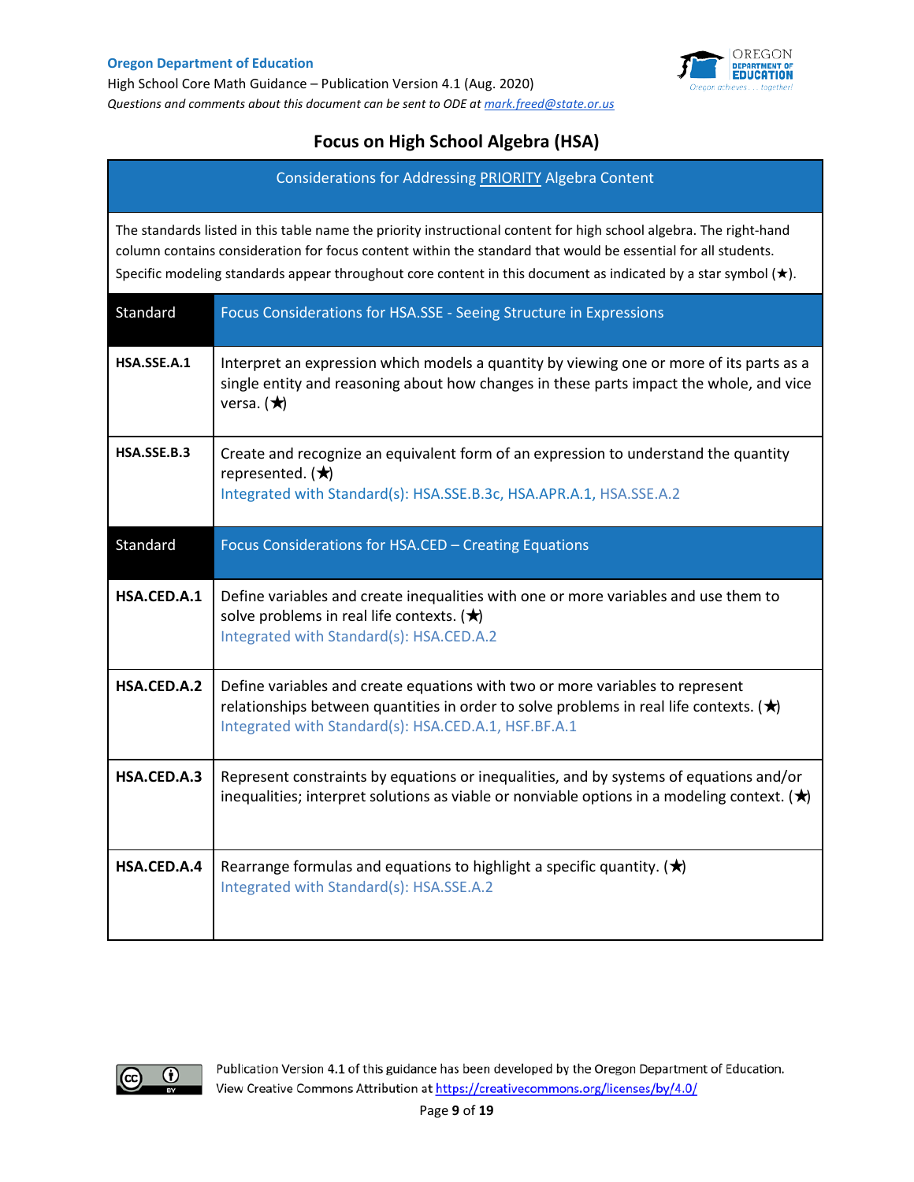## Focus on High School Algebra (HSA)

| Considerations for Addressing PRIORITY Algebra Content | |
|---|---|
| The standards listed in this table name the priority instructional content for high school algebra. The right-hand column contains consideration for focus content within the standard that would be essential for all students. Specific modeling standards appear throughout core content in this document as indicated by a star symbol (★). | |
| **Standard** | **Focus Considerations for HSA.SSE - Seeing Structure in Expressions** |
| **HSA.SSE.A.1** | Interpret an expression which models a quantity by viewing one or more of its parts as a single entity and reasoning about how changes in these parts impact the whole, and vice versa. (★) |
| **HSA.SSE.B.3** | Create and recognize an equivalent form of an expression to understand the quantity represented. (★)<br>Integrated with Standard(s): HSA.SSE.B.3c, HSA.APR.A.1, HSA.SSE.A.2 |
| **Standard** | **Focus Considerations for HSA.CED – Creating Equations** |
| **HSA.CED.A.1** | Define variables and create inequalities with one or more variables and use them to solve problems in real life contexts. (★)<br>Integrated with Standard(s): HSA.CED.A.2 |
| **HSA.CED.A.2** | Define variables and create equations with two or more variables to represent relationships between quantities in order to solve problems in real life contexts. (★)<br>Integrated with Standard(s): HSA.CED.A.1, HSF.BF.A.1 |
| **HSA.CED.A.3** | Represent constraints by equations or inequalities, and by systems of equations and/or inequalities; interpret solutions as viable or nonviable options in a modeling context. (★) |
| **HSA.CED.A.4** | Rearrange formulas and equations to highlight a specific quantity. (★)<br>Integrated with Standard(s): HSA.SSE.A.2 |

Publication Version 4.1 of this guidance has been developed by the Oregon Department of Education. View Creative Commons Attribution at https://creativecommons.org/licenses/by/4.0/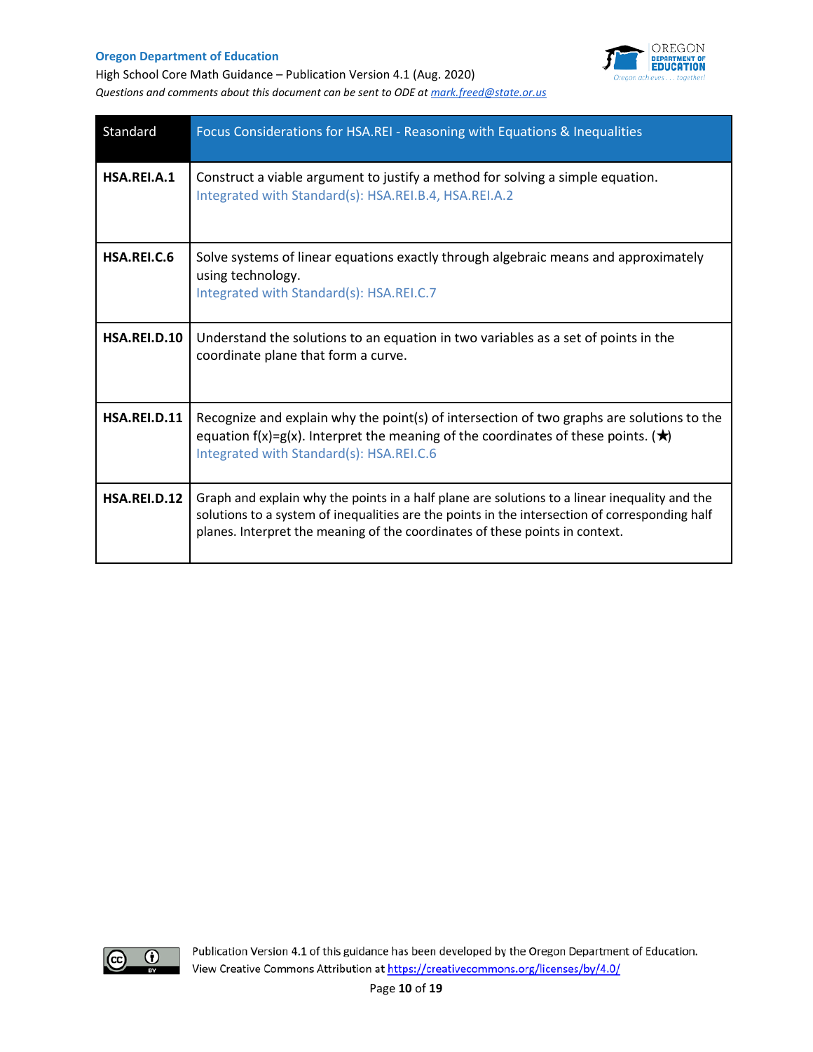| Standard | Focus Considerations for HSA.REI - Reasoning with Equations & Inequalities |
|---|---|
| **HSA.REI.A.1** | Construct a viable argument to justify a method for solving a simple equation. Integrated with Standard(s): HSA.REI.B.4, HSA.REI.A.2 |
| **HSA.REI.C.6** | Solve systems of linear equations exactly through algebraic means and approximately using technology. Integrated with Standard(s): HSA.REI.C.7 |
| **HSA.REI.D.10** | Understand the solutions to an equation in two variables as a set of points in the coordinate plane that form a curve. |
| **HSA.REI.D.11** | Recognize and explain why the point(s) of intersection of two graphs are solutions to the equation $f(x)=g(x)$. Interpret the meaning of the coordinates of these points. (★) Integrated with Standard(s): HSA.REI.C.6 |
| **HSA.REI.D.12** | Graph and explain why the points in a half plane are solutions to a linear inequality and the solutions to a system of inequalities are the points in the intersection of corresponding half planes. Interpret the meaning of the coordinates of these points in context. |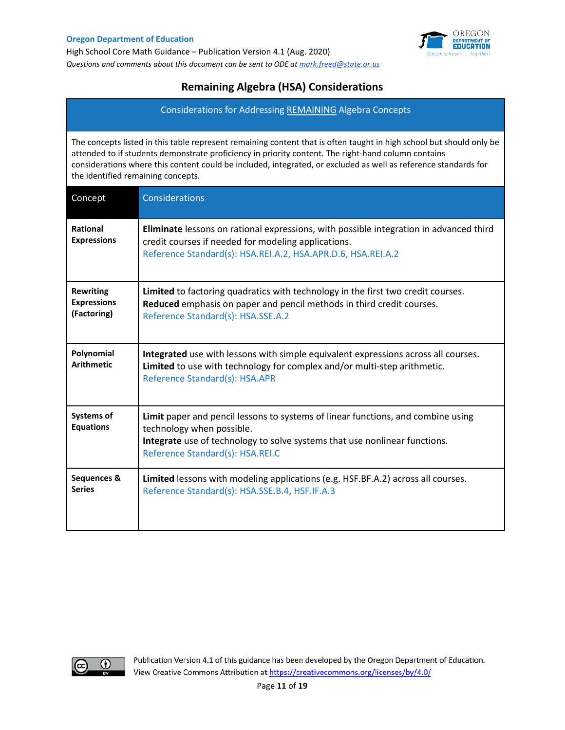## Remaining Algebra (HSA) Considerations

| Considerations for Addressing REMAINING Algebra Concepts | |
|---|---|
| The concepts listed in this table represent remaining content that is often taught in high school but should only be attended to if students demonstrate proficiency in priority content. The right-hand column contains considerations where this content could be included, integrated, or excluded as well as reference standards for the identified remaining concepts. | |
| **Concept** | **Considerations** |
| **Rational Expressions** | **Eliminate** lessons on rational expressions, with possible integration in advanced third credit courses if needed for modeling applications.<br>Reference Standard(s): HSA.REI.A.2, HSA.APR.D.6, HSA.REI.A.2 |
| **Rewriting Expressions (Factoring)** | **Limited** to factoring quadratics with technology in the first two credit courses.<br>**Reduced** emphasis on paper and pencil methods in third credit courses.<br>Reference Standard(s): HSA.SSE.A.2 |
| **Polynomial Arithmetic** | **Integrated** use with lessons with simple equivalent expressions across all courses.<br>**Limited** to use with technology for complex and/or multi-step arithmetic.<br>Reference Standard(s): HSA.APR |
| **Systems of Equations** | **Limit** paper and pencil lessons to systems of linear functions, and combine using technology when possible.<br>**Integrate** use of technology to solve systems that use nonlinear functions.<br>Reference Standard(s): HSA.REI.C |
| **Sequences & Series** | **Limited** lessons with modeling applications (e.g. HSF.BF.A.2) across all courses.<br>Reference Standard(s): HSA.SSE.B.4, HSF.IF.A.3 |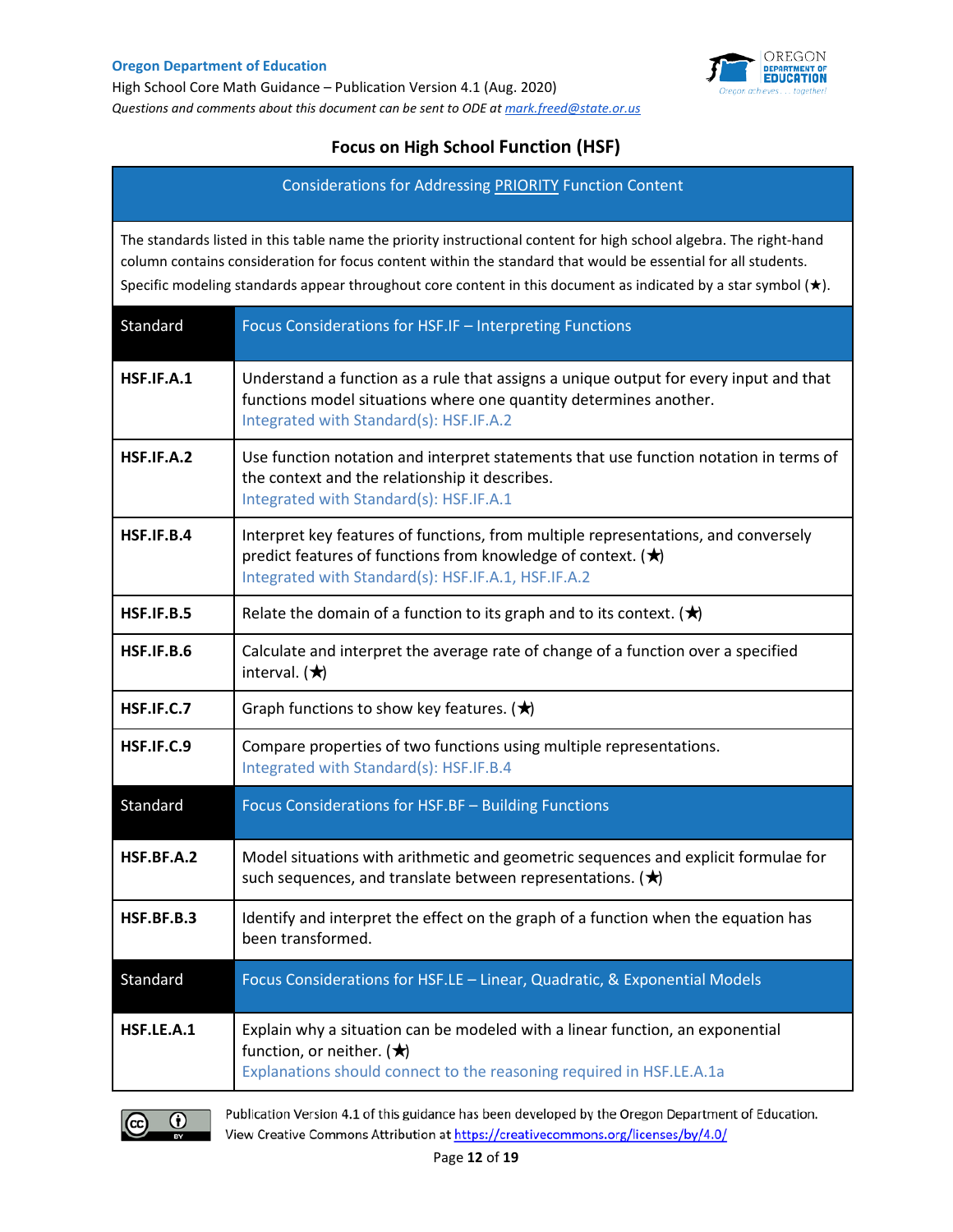## Focus on High School Function (HSF)

| Considerations for Addressing PRIORITY Function Content | |
|---|---|
| The standards listed in this table name the priority instructional content for high school algebra. The right-hand column contains consideration for focus content within the standard that would be essential for all students. Specific modeling standards appear throughout core content in this document as indicated by a star symbol (★). | |
| **Standard** | **Focus Considerations for HSF.IF – Interpreting Functions** |
| **HSF.IF.A.1** | Understand a function as a rule that assigns a unique output for every input and that functions model situations where one quantity determines another. Integrated with Standard(s): HSF.IF.A.2 |
| **HSF.IF.A.2** | Use function notation and interpret statements that use function notation in terms of the context and the relationship it describes. Integrated with Standard(s): HSF.IF.A.1 |
| **HSF.IF.B.4** | Interpret key features of functions, from multiple representations, and conversely predict features of functions from knowledge of context. (★) Integrated with Standard(s): HSF.IF.A.1, HSF.IF.A.2 |
| **HSF.IF.B.5** | Relate the domain of a function to its graph and to its context. (★) |
| **HSF.IF.B.6** | Calculate and interpret the average rate of change of a function over a specified interval. (★) |
| **HSF.IF.C.7** | Graph functions to show key features. (★) |
| **HSF.IF.C.9** | Compare properties of two functions using multiple representations. Integrated with Standard(s): HSF.IF.B.4 |
| **Standard** | **Focus Considerations for HSF.BF – Building Functions** |
| **HSF.BF.A.2** | Model situations with arithmetic and geometric sequences and explicit formulae for such sequences, and translate between representations. (★) |
| **HSF.BF.B.3** | Identify and interpret the effect on the graph of a function when the equation has been transformed. |
| **Standard** | **Focus Considerations for HSF.LE – Linear, Quadratic, & Exponential Models** |
| **HSF.LE.A.1** | Explain why a situation can be modeled with a linear function, an exponential function, or neither. (★) Explanations should connect to the reasoning required in HSF.LE.A.1a |

Publication Version 4.1 of this guidance has been developed by the Oregon Department of Education. View Creative Commons Attribution at https://creativecommons.org/licenses/by/4.0/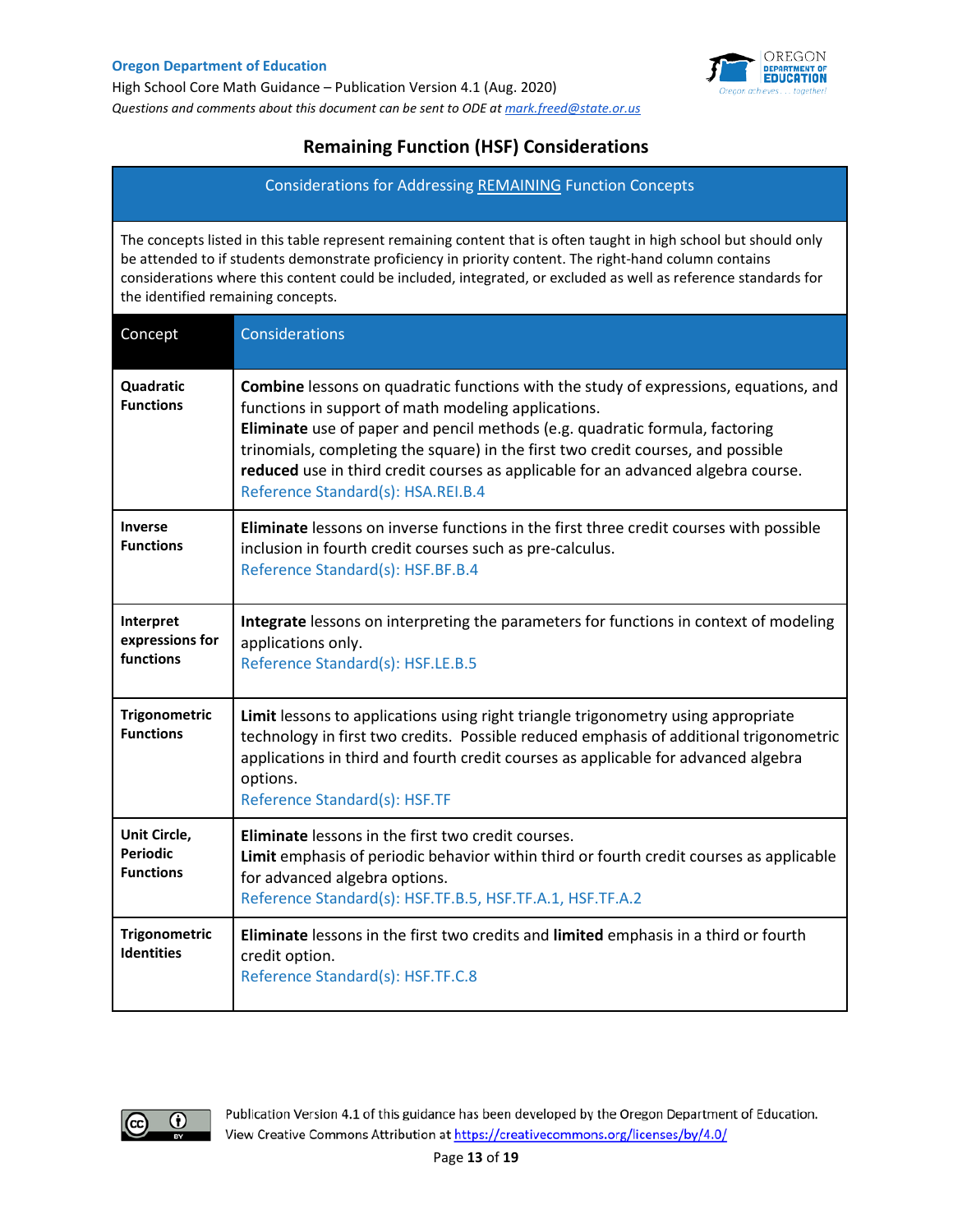## Remaining Function (HSF) Considerations

| Considerations for Addressing REMAINING Function Concepts | |
|---|---|
| The concepts listed in this table represent remaining content that is often taught in high school but should only be attended to if students demonstrate proficiency in priority content. The right-hand column contains considerations where this content could be included, integrated, or excluded as well as reference standards for the identified remaining concepts. | |
| **Concept** | **Considerations** |
| **Quadratic Functions** | **Combine** lessons on quadratic functions with the study of expressions, equations, and functions in support of math modeling applications.<br>**Eliminate** use of paper and pencil methods (e.g. quadratic formula, factoring trinomials, completing the square) in the first two credit courses, and possible **reduced** use in third credit courses as applicable for an advanced algebra course.<br>Reference Standard(s): HSA.REI.B.4 |
| **Inverse Functions** | **Eliminate** lessons on inverse functions in the first three credit courses with possible inclusion in fourth credit courses such as pre-calculus.<br>Reference Standard(s): HSF.BF.B.4 |
| **Interpret expressions for functions** | **Integrate** lessons on interpreting the parameters for functions in context of modeling applications only.<br>Reference Standard(s): HSF.LE.B.5 |
| **Trigonometric Functions** | **Limit** lessons to applications using right triangle trigonometry using appropriate technology in first two credits. Possible reduced emphasis of additional trigonometric applications in third and fourth credit courses as applicable for advanced algebra options.<br>Reference Standard(s): HSF.TF |
| **Unit Circle, Periodic Functions** | **Eliminate** lessons in the first two credit courses.<br>**Limit** emphasis of periodic behavior within third or fourth credit courses as applicable for advanced algebra options.<br>Reference Standard(s): HSF.TF.B.5, HSF.TF.A.1, HSF.TF.A.2 |
| **Trigonometric Identities** | **Eliminate** lessons in the first two credits and **limited** emphasis in a third or fourth credit option.<br>Reference Standard(s): HSF.TF.C.8 |

Publication Version 4.1 of this guidance has been developed by the Oregon Department of Education. View Creative Commons Attribution at https://creativecommons.org/licenses/by/4.0/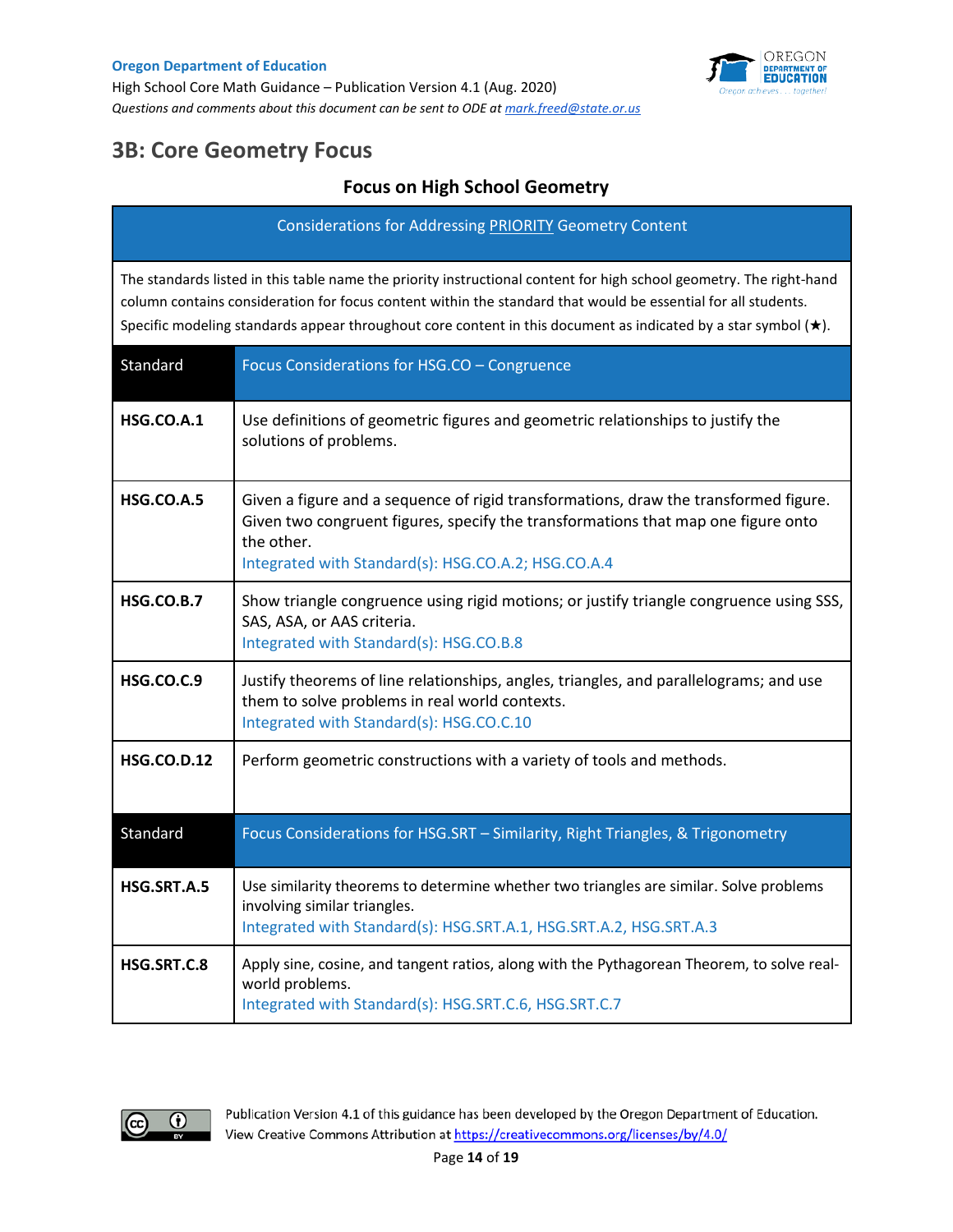## 3B: Core Geometry Focus

### Focus on High School Geometry

| Considerations for Addressing PRIORITY Geometry Content | |
|---|---|
| The standards listed in this table name the priority instructional content for high school geometry. The right-hand column contains consideration for focus content within the standard that would be essential for all students. Specific modeling standards appear throughout core content in this document as indicated by a star symbol (★). | |
| **Standard** | **Focus Considerations for HSG.CO – Congruence** |
| **HSG.CO.A.1** | Use definitions of geometric figures and geometric relationships to justify the solutions of problems. |
| **HSG.CO.A.5** | Given a figure and a sequence of rigid transformations, draw the transformed figure. Given two congruent figures, specify the transformations that map one figure onto the other.<br>Integrated with Standard(s): HSG.CO.A.2; HSG.CO.A.4 |
| **HSG.CO.B.7** | Show triangle congruence using rigid motions; or justify triangle congruence using SSS, SAS, ASA, or AAS criteria.<br>Integrated with Standard(s): HSG.CO.B.8 |
| **HSG.CO.C.9** | Justify theorems of line relationships, angles, triangles, and parallelograms; and use them to solve problems in real world contexts.<br>Integrated with Standard(s): HSG.CO.C.10 |
| **HSG.CO.D.12** | Perform geometric constructions with a variety of tools and methods. |
| **Standard** | **Focus Considerations for HSG.SRT – Similarity, Right Triangles, & Trigonometry** |
| **HSG.SRT.A.5** | Use similarity theorems to determine whether two triangles are similar. Solve problems involving similar triangles.<br>Integrated with Standard(s): HSG.SRT.A.1, HSG.SRT.A.2, HSG.SRT.A.3 |
| **HSG.SRT.C.8** | Apply sine, cosine, and tangent ratios, along with the Pythagorean Theorem, to solve real-world problems.<br>Integrated with Standard(s): HSG.SRT.C.6, HSG.SRT.C.7 |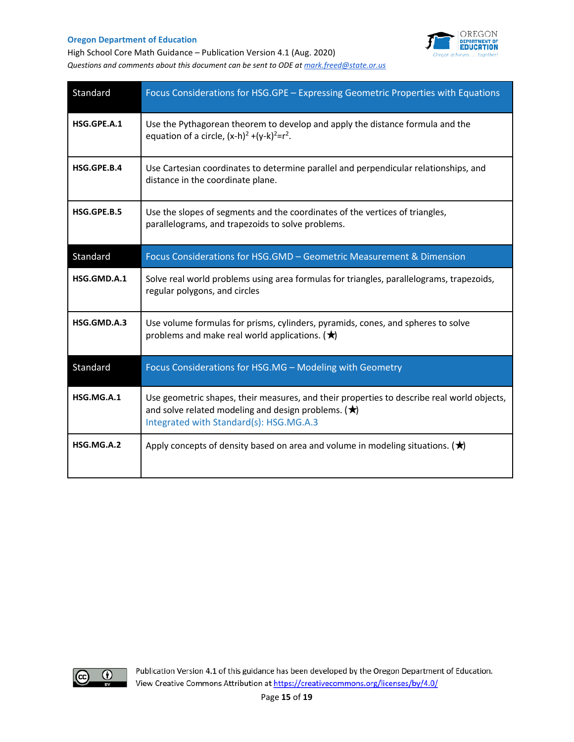| Standard | Focus Considerations for HSG.GPE – Expressing Geometric Properties with Equations |
|---|---|
| **HSG.GPE.A.1** | Use the Pythagorean theorem to develop and apply the distance formula and the equation of a circle, $(x-h)^2 + (y-k)^2 = r^2$. |
| **HSG.GPE.B.4** | Use Cartesian coordinates to determine parallel and perpendicular relationships, and distance in the coordinate plane. |
| **HSG.GPE.B.5** | Use the slopes of segments and the coordinates of the vertices of triangles, parallelograms, and trapezoids to solve problems. |

| Standard | Focus Considerations for HSG.GMD – Geometric Measurement & Dimension |
|---|---|
| **HSG.GMD.A.1** | Solve real world problems using area formulas for triangles, parallelograms, trapezoids, regular polygons, and circles |
| **HSG.GMD.A.3** | Use volume formulas for prisms, cylinders, pyramids, cones, and spheres to solve problems and make real world applications. (★) |

| Standard | Focus Considerations for HSG.MG – Modeling with Geometry |
|---|---|
| **HSG.MG.A.1** | Use geometric shapes, their measures, and their properties to describe real world objects, and solve related modeling and design problems. (★) Integrated with Standard(s): HSG.MG.A.3 |
| **HSG.MG.A.2** | Apply concepts of density based on area and volume in modeling situations. (★) |

Publication Version 4.1 of this guidance has been developed by the Oregon Department of Education. View Creative Commons Attribution at https://creativecommons.org/licenses/by/4.0/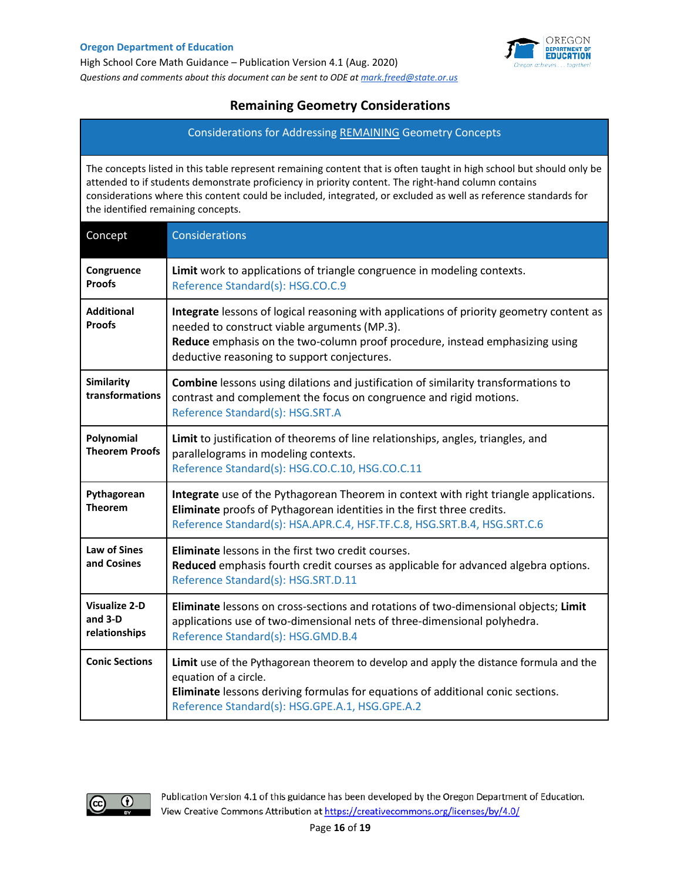## Remaining Geometry Considerations

**Considerations for Addressing REMAINING Geometry Concepts**

The concepts listed in this table represent remaining content that is often taught in high school but should only be attended to if students demonstrate proficiency in priority content. The right-hand column contains considerations where this content could be included, integrated, or excluded as well as reference standards for the identified remaining concepts.

| Concept | Considerations |
|---|---|
| **Congruence Proofs** | **Limit** work to applications of triangle congruence in modeling contexts.<br>Reference Standard(s): HSG.CO.C.9 |
| **Additional Proofs** | **Integrate** lessons of logical reasoning with applications of priority geometry content as needed to construct viable arguments (MP.3).<br>**Reduce** emphasis on the two-column proof procedure, instead emphasizing using deductive reasoning to support conjectures. |
| **Similarity transformations** | **Combine** lessons using dilations and justification of similarity transformations to contrast and complement the focus on congruence and rigid motions.<br>Reference Standard(s): HSG.SRT.A |
| **Polynomial Theorem Proofs** | **Limit** to justification of theorems of line relationships, angles, triangles, and parallelograms in modeling contexts.<br>Reference Standard(s): HSG.CO.C.10, HSG.CO.C.11 |
| **Pythagorean Theorem** | **Integrate** use of the Pythagorean Theorem in context with right triangle applications.<br>**Eliminate** proofs of Pythagorean identities in the first three credits.<br>Reference Standard(s): HSA.APR.C.4, HSF.TF.C.8, HSG.SRT.B.4, HSG.SRT.C.6 |
| **Law of Sines and Cosines** | **Eliminate** lessons in the first two credit courses.<br>**Reduced** emphasis fourth credit courses as applicable for advanced algebra options.<br>Reference Standard(s): HSG.SRT.D.11 |
| **Visualize 2-D and 3-D relationships** | **Eliminate** lessons on cross-sections and rotations of two-dimensional objects; **Limit** applications use of two-dimensional nets of three-dimensional polyhedra.<br>Reference Standard(s): HSG.GMD.B.4 |
| **Conic Sections** | **Limit** use of the Pythagorean theorem to develop and apply the distance formula and the equation of a circle.<br>**Eliminate** lessons deriving formulas for equations of additional conic sections.<br>Reference Standard(s): HSG.GPE.A.1, HSG.GPE.A.2 |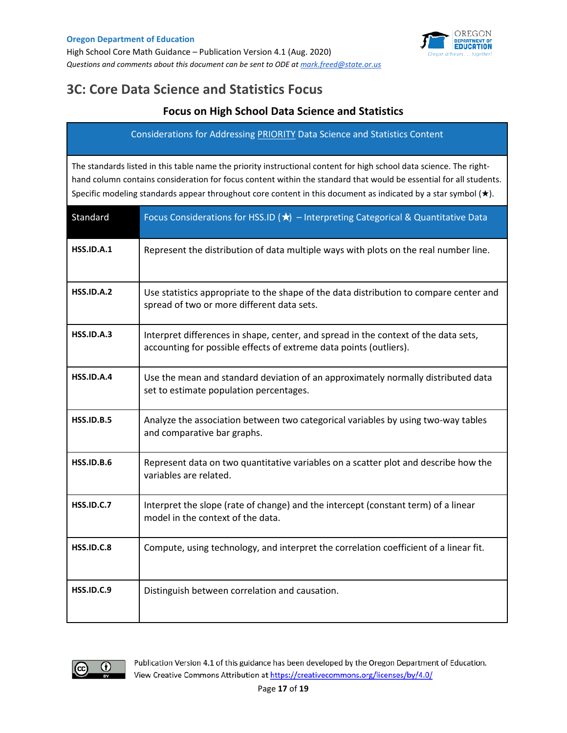## 3C: Core Data Science and Statistics Focus

### Focus on High School Data Science and Statistics

| Considerations for Addressing PRIORITY Data Science and Statistics Content | |
|---|---|
| The standards listed in this table name the priority instructional content for high school data science. The right-hand column contains consideration for focus content within the standard that would be essential for all students. Specific modeling standards appear throughout core content in this document as indicated by a star symbol (★). | |
| **Standard** | **Focus Considerations for HSS.ID (★) – Interpreting Categorical & Quantitative Data** |
| **HSS.ID.A.1** | Represent the distribution of data multiple ways with plots on the real number line. |
| **HSS.ID.A.2** | Use statistics appropriate to the shape of the data distribution to compare center and spread of two or more different data sets. |
| **HSS.ID.A.3** | Interpret differences in shape, center, and spread in the context of the data sets, accounting for possible effects of extreme data points (outliers). |
| **HSS.ID.A.4** | Use the mean and standard deviation of an approximately normally distributed data set to estimate population percentages. |
| **HSS.ID.B.5** | Analyze the association between two categorical variables by using two-way tables and comparative bar graphs. |
| **HSS.ID.B.6** | Represent data on two quantitative variables on a scatter plot and describe how the variables are related. |
| **HSS.ID.C.7** | Interpret the slope (rate of change) and the intercept (constant term) of a linear model in the context of the data. |
| **HSS.ID.C.8** | Compute, using technology, and interpret the correlation coefficient of a linear fit. |
| **HSS.ID.C.9** | Distinguish between correlation and causation. |

Publication Version 4.1 of this guidance has been developed by the Oregon Department of Education. View Creative Commons Attribution at https://creativecommons.org/licenses/by/4.0/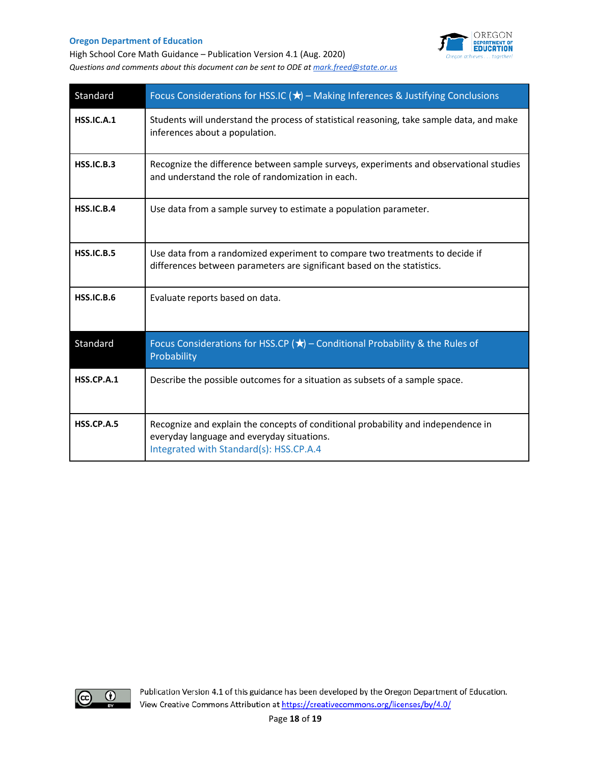| Standard | Focus Considerations for HSS.IC (★) – Making Inferences & Justifying Conclusions |
|---|---|
| **HSS.IC.A.1** | Students will understand the process of statistical reasoning, take sample data, and make inferences about a population. |
| **HSS.IC.B.3** | Recognize the difference between sample surveys, experiments and observational studies and understand the role of randomization in each. |
| **HSS.IC.B.4** | Use data from a sample survey to estimate a population parameter. |
| **HSS.IC.B.5** | Use data from a randomized experiment to compare two treatments to decide if differences between parameters are significant based on the statistics. |
| **HSS.IC.B.6** | Evaluate reports based on data. |

| Standard | Focus Considerations for HSS.CP (★) – Conditional Probability & the Rules of Probability |
|---|---|
| **HSS.CP.A.1** | Describe the possible outcomes for a situation as subsets of a sample space. |
| **HSS.CP.A.5** | Recognize and explain the concepts of conditional probability and independence in everyday language and everyday situations. Integrated with Standard(s): HSS.CP.A.4 |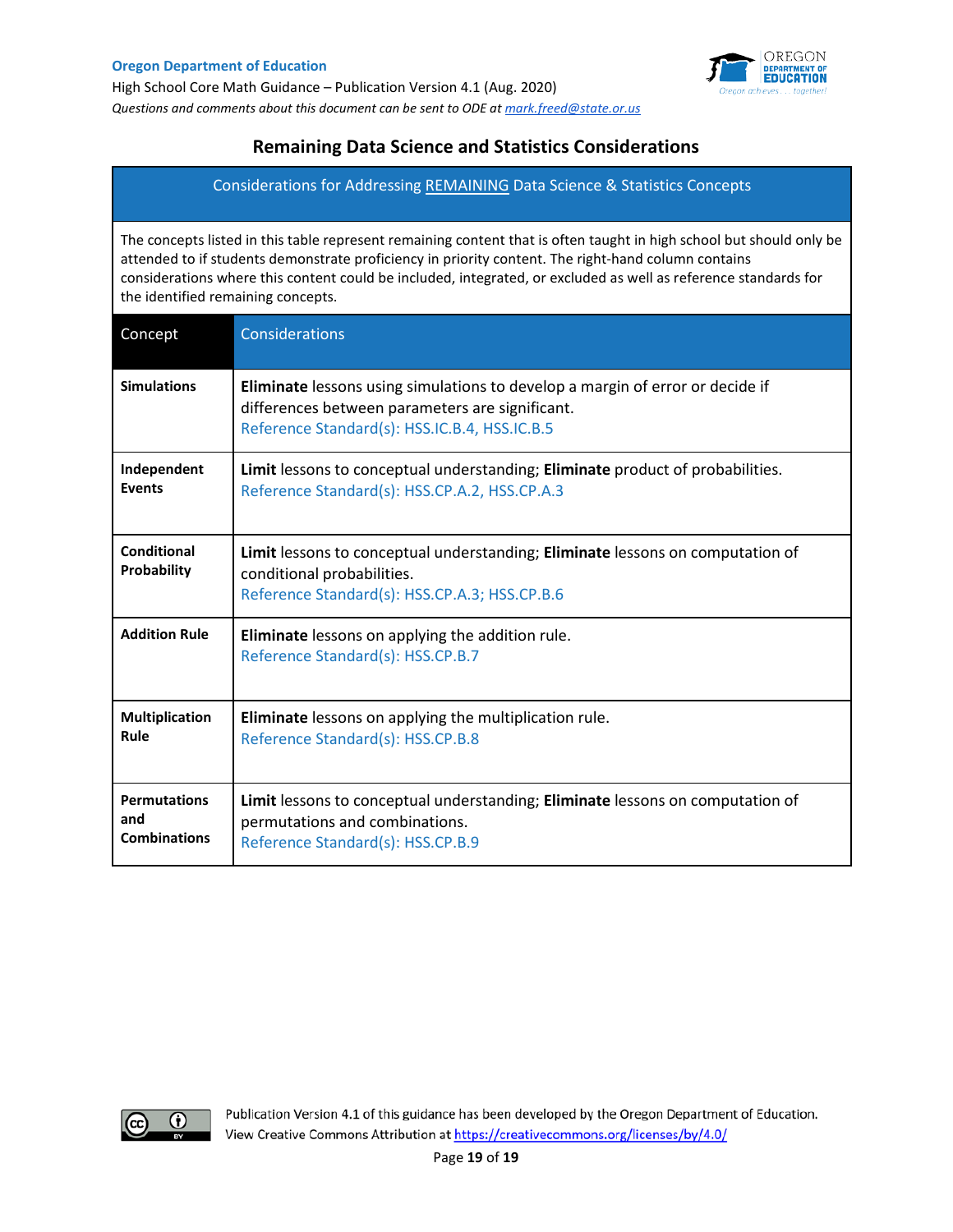## Remaining Data Science and Statistics Considerations

| Considerations for Addressing REMAINING Data Science & Statistics Concepts | |
|---|---|
| The concepts listed in this table represent remaining content that is often taught in high school but should only be attended to if students demonstrate proficiency in priority content. The right-hand column contains considerations where this content could be included, integrated, or excluded as well as reference standards for the identified remaining concepts. | |
| **Concept** | **Considerations** |
| **Simulations** | **Eliminate** lessons using simulations to develop a margin of error or decide if differences between parameters are significant.<br>Reference Standard(s): HSS.IC.B.4, HSS.IC.B.5 |
| **Independent Events** | **Limit** lessons to conceptual understanding; **Eliminate** product of probabilities.<br>Reference Standard(s): HSS.CP.A.2, HSS.CP.A.3 |
| **Conditional Probability** | **Limit** lessons to conceptual understanding; **Eliminate** lessons on computation of conditional probabilities.<br>Reference Standard(s): HSS.CP.A.3; HSS.CP.B.6 |
| **Addition Rule** | **Eliminate** lessons on applying the addition rule.<br>Reference Standard(s): HSS.CP.B.7 |
| **Multiplication Rule** | **Eliminate** lessons on applying the multiplication rule.<br>Reference Standard(s): HSS.CP.B.8 |
| **Permutations and Combinations** | **Limit** lessons to conceptual understanding; **Eliminate** lessons on computation of permutations and combinations.<br>Reference Standard(s): HSS.CP.B.9 |

Publication Version 4.1 of this guidance has been developed by the Oregon Department of Education. View Creative Commons Attribution at https://creativecommons.org/licenses/by/4.0/